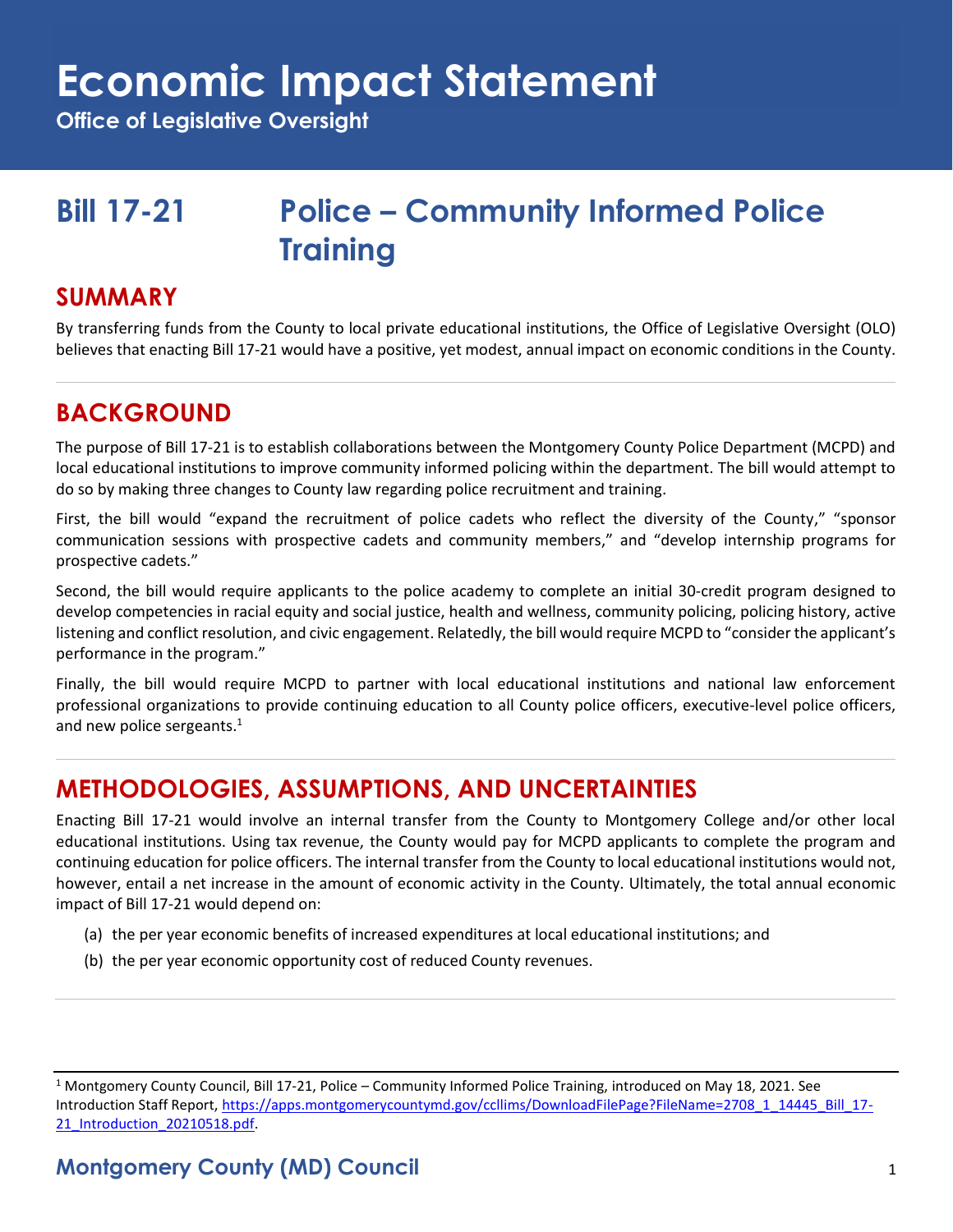# Economic Impact Statement

**Office of Legislative Oversight**

## Bill 17-21 Police – Community Informed Police Training

## SUMMARY

By transferring funds from the County to local private educational institutions, the Office of Legislative Oversight (OLO) believes that enacting Bill 17-21 would have a positive, yet modest, annual impact on economic conditions in the County.

## BACKGROUND

The purpose of Bill 17-21 is to establish collaborations between the Montgomery County Police Department (MCPD) and local educational institutions to improve community informed policing within the department. The bill would attempt to do so by making three changes to County law regarding police recruitment and training.

First, the bill would "expand the recruitment of police cadets who reflect the diversity of the County," "sponsor communication sessions with prospective cadets and community members," and "develop internship programs for prospective cadets."

Second, the bill would require applicants to the police academy to complete an initial 30-credit program designed to develop competencies in racial equity and social justice, health and wellness, community policing, policing history, active listening and conflict resolution, and civic engagement. Relatedly, the bill would require MCPD to "consider the applicant's performance in the program."

Finally, the bill would require MCPD to partner with local educational institutions and national law enforcement professional organizations to provide continuing education to all County police officers, executive-level police officers, and new police sergeants.[1]

## METHODOLOGIES, ASSUMPTIONS, AND UNCERTAINTIES

Enacting Bill 17-21 would involve an internal transfer from the County to Montgomery College and/or other local educational institutions. Using tax revenue, the County would pay for MCPD applicants to complete the program and continuing education for police officers. The internal transfer from the County to local educational institutions would not, however, entail a net increase in the amount of economic activity in the County. Ultimately, the total annual economic impact of Bill 17-21 would depend on:

(a) the per year economic benefits of increased expenditures at local educational institutions; and

(b) the per year economic opportunity cost of reduced County revenues.

---

[1] Montgomery County Council, Bill 17-21, Police – Community Informed Police Training, introduced on May 18, 2021. See Introduction Staff Report, https://apps.montgomerycountymd.gov/ccllims/DownloadFilePage?FileName=2708_1_14445_Bill_17-21_Introduction_20210518.pdf.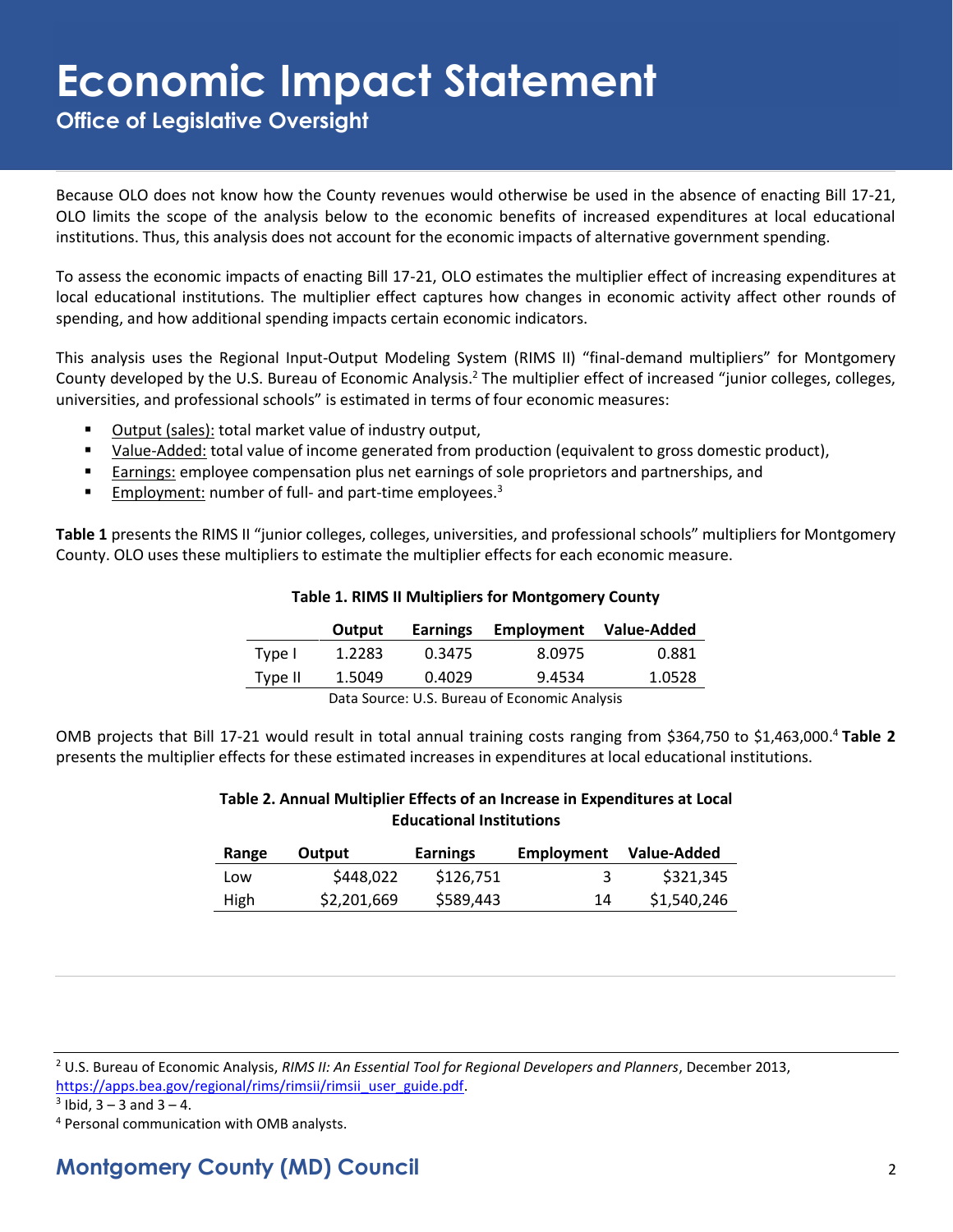Because OLO does not know how the County revenues would otherwise be used in the absence of enacting Bill 17-21, OLO limits the scope of the analysis below to the economic benefits of increased expenditures at local educational institutions. Thus, this analysis does not account for the economic impacts of alternative government spending.

To assess the economic impacts of enacting Bill 17-21, OLO estimates the multiplier effect of increasing expenditures at local educational institutions. The multiplier effect captures how changes in economic activity affect other rounds of spending, and how additional spending impacts certain economic indicators.

This analysis uses the Regional Input-Output Modeling System (RIMS II) "final-demand multipliers" for Montgomery County developed by the U.S. Bureau of Economic Analysis.[2] The multiplier effect of increased "junior colleges, colleges, universities, and professional schools" is estimated in terms of four economic measures:

- Output (sales): total market value of industry output,
- Value-Added: total value of income generated from production (equivalent to gross domestic product),
- Earnings: employee compensation plus net earnings of sole proprietors and partnerships, and
- Employment: number of full- and part-time employees.[3]

**Table 1** presents the RIMS II "junior colleges, colleges, universities, and professional schools" multipliers for Montgomery County. OLO uses these multipliers to estimate the multiplier effects for each economic measure.

**Table 1. RIMS II Multipliers for Montgomery County**

| | Output | Earnings | Employment | Value-Added |
|---|---|---|---|---|
| Type I | 1.2283 | 0.3475 | 8.0975 | 0.881 |
| Type II | 1.5049 | 0.4029 | 9.4534 | 1.0528 |

Data Source: U.S. Bureau of Economic Analysis

OMB projects that Bill 17-21 would result in total annual training costs ranging from $364,750 to $1,463,000.[4] **Table 2** presents the multiplier effects for these estimated increases in expenditures at local educational institutions.

**Table 2. Annual Multiplier Effects of an Increase in Expenditures at Local Educational Institutions**

| Range | Output | Earnings | Employment | Value-Added |
|---|---|---|---|---|
| Low | $448,022 | $126,751 | 3 | $321,345 |
| High | $2,201,669 | $589,443 | 14 | $1,540,246 |

---

[2] U.S. Bureau of Economic Analysis, *RIMS II: An Essential Tool for Regional Developers and Planners*, December 2013, https://apps.bea.gov/regional/rims/rimsii/rimsii_user_guide.pdf.

[3] Ibid, 3 – 3 and 3 – 4.

[4] Personal communication with OMB analysts.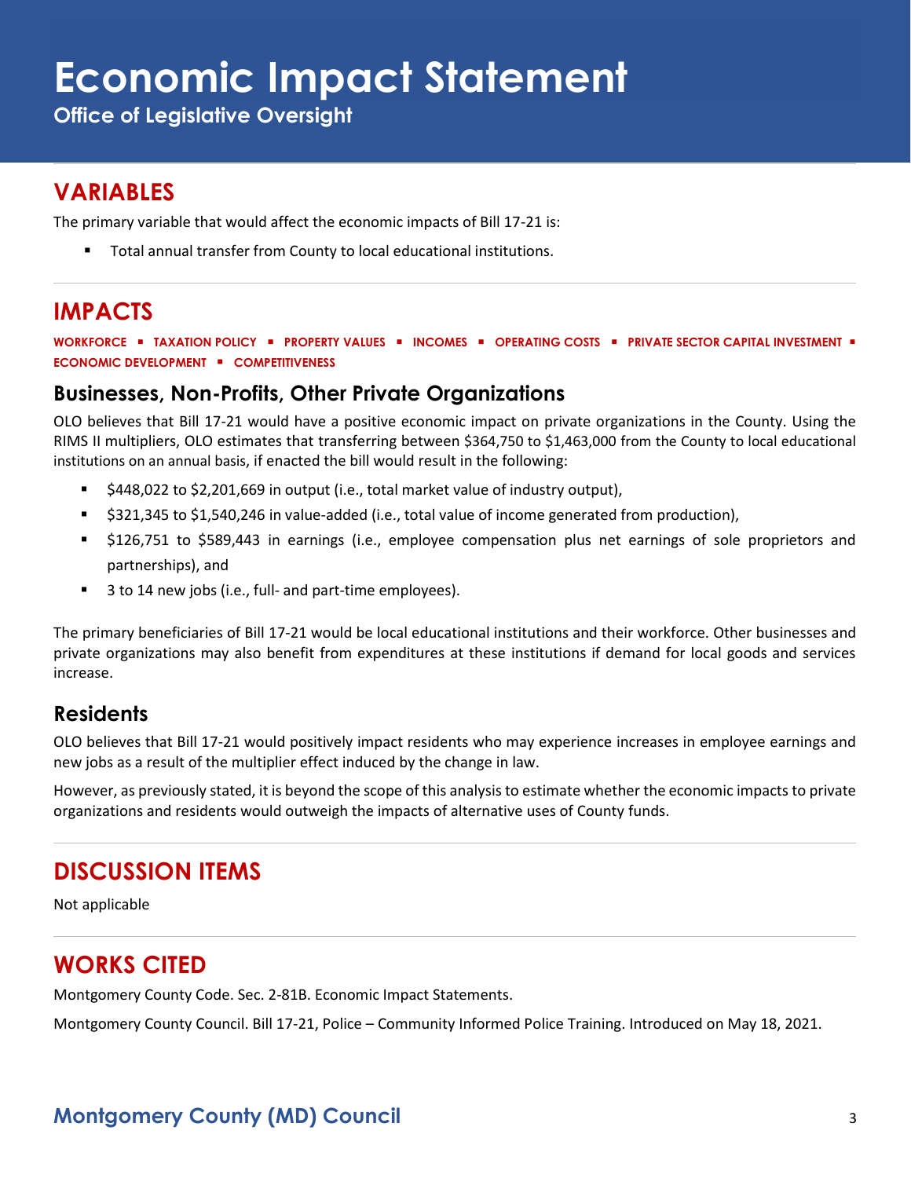# Economic Impact Statement

**Office of Legislative Oversight**

## VARIABLES

The primary variable that would affect the economic impacts of Bill 17-21 is:

- Total annual transfer from County to local educational institutions.

## IMPACTS

**WORKFORCE ▪ TAXATION POLICY ▪ PROPERTY VALUES ▪ INCOMES ▪ OPERATING COSTS ▪ PRIVATE SECTOR CAPITAL INVESTMENT ▪ ECONOMIC DEVELOPMENT ▪ COMPETITIVENESS**

### Businesses, Non-Profits, Other Private Organizations

OLO believes that Bill 17-21 would have a positive economic impact on private organizations in the County. Using the RIMS II multipliers, OLO estimates that transferring between $364,750 to $1,463,000 from the County to local educational institutions on an annual basis, if enacted the bill would result in the following:

- $448,022 to $2,201,669 in output (i.e., total market value of industry output),
- $321,345 to $1,540,246 in value-added (i.e., total value of income generated from production),
- $126,751 to $589,443 in earnings (i.e., employee compensation plus net earnings of sole proprietors and partnerships), and
- 3 to 14 new jobs (i.e., full- and part-time employees).

The primary beneficiaries of Bill 17-21 would be local educational institutions and their workforce. Other businesses and private organizations may also benefit from expenditures at these institutions if demand for local goods and services increase.

### Residents

OLO believes that Bill 17-21 would positively impact residents who may experience increases in employee earnings and new jobs as a result of the multiplier effect induced by the change in law.

However, as previously stated, it is beyond the scope of this analysis to estimate whether the economic impacts to private organizations and residents would outweigh the impacts of alternative uses of County funds.

## DISCUSSION ITEMS

Not applicable

## WORKS CITED

Montgomery County Code. Sec. 2-81B. Economic Impact Statements.

Montgomery County Council. Bill 17-21, Police – Community Informed Police Training. Introduced on May 18, 2021.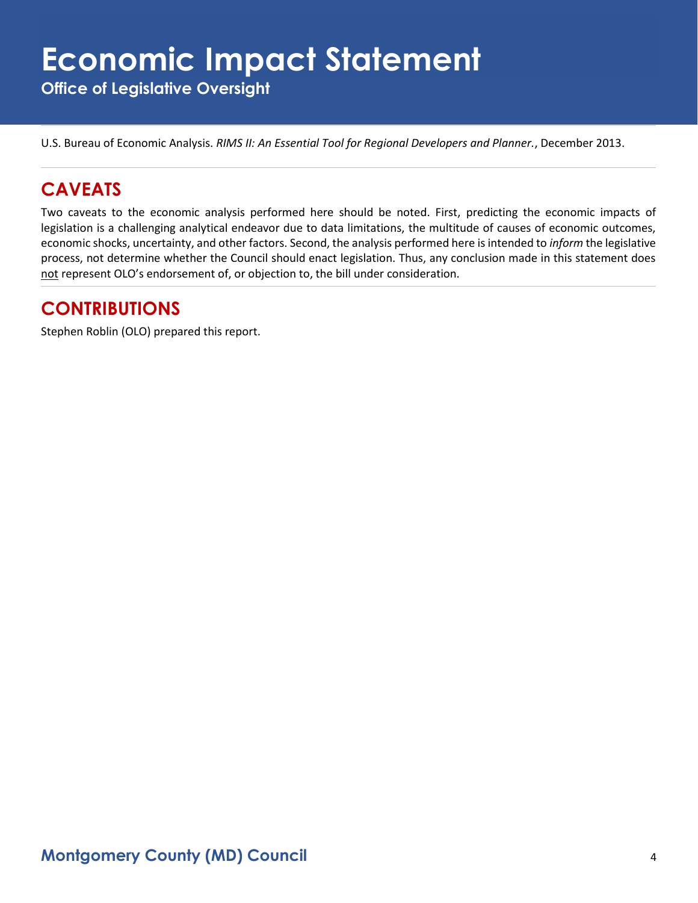U.S. Bureau of Economic Analysis. *RIMS II: An Essential Tool for Regional Developers and Planner.*, December 2013.

## CAVEATS

Two caveats to the economic analysis performed here should be noted. First, predicting the economic impacts of legislation is a challenging analytical endeavor due to data limitations, the multitude of causes of economic outcomes, economic shocks, uncertainty, and other factors. Second, the analysis performed here is intended to *inform* the legislative process, not determine whether the Council should enact legislation. Thus, any conclusion made in this statement does not represent OLO's endorsement of, or objection to, the bill under consideration.

## CONTRIBUTIONS

Stephen Roblin (OLO) prepared this report.